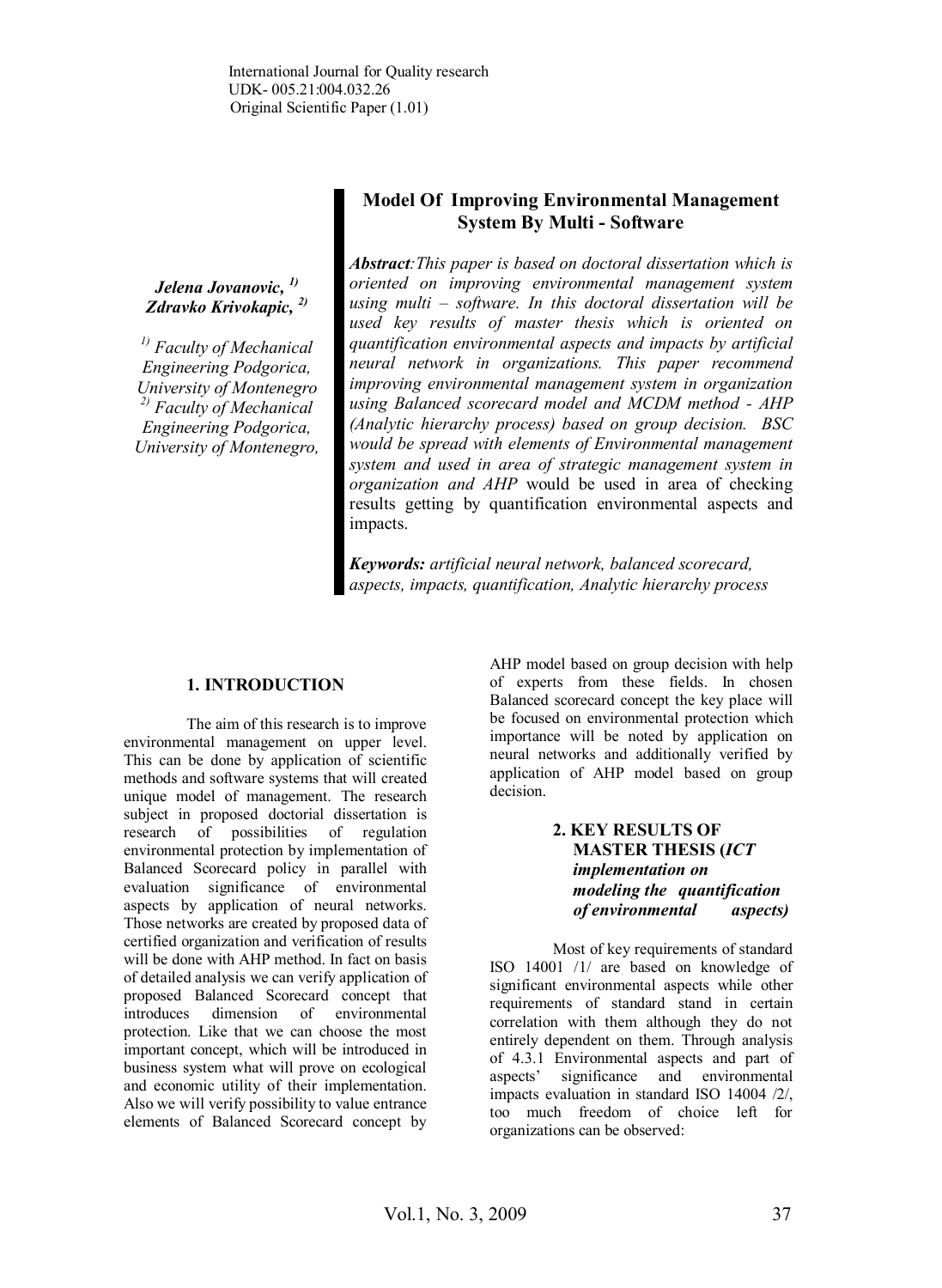International Journal for Quality research
UDK- 005.21:004.032.26
Original Scientific Paper (1.01)

# Model Of Improving Environmental Management System By Multi - Software

***Jelena Jovanovic,*** [1]
***Zdravko Krivokapic,*** [2]

*[1] Faculty of Mechanical Engineering Podgorica, University of Montenegro*
*[2] Faculty of Mechanical Engineering Podgorica, University of Montenegro,*

***Abstract****:This paper is based on doctoral dissertation which is oriented on improving environmental management system using multi – software. In this doctoral dissertation will be used key results of master thesis which is oriented on quantification environmental aspects and impacts by artificial neural network in organizations. This paper recommend improving environmental management system in organization using Balanced scorecard model and MCDM method - AHP (Analytic hierarchy process) based on group decision. BSC would be spread with elements of Environmental management system and used in area of strategic management system in organization and AHP* would be used in area of checking results getting by quantification environmental aspects and impacts.

***Keywords:*** *artificial neural network, balanced scorecard, aspects, impacts, quantification, Analytic hierarchy process*

## 1. INTRODUCTION

The aim of this research is to improve environmental management on upper level. This can be done by application of scientific methods and software systems that will created unique model of management. The research subject in proposed doctorial dissertation is research of possibilities of regulation environmental protection by implementation of Balanced Scorecard policy in parallel with evaluation significance of environmental aspects by application of neural networks. Those networks are created by proposed data of certified organization and verification of results will be done with AHP method. In fact on basis of detailed analysis we can verify application of proposed Balanced Scorecard concept that introduces dimension of environmental protection. Like that we can choose the most important concept, which will be introduced in business system what will prove on ecological and economic utility of their implementation. Also we will verify possibility to value entrance elements of Balanced Scorecard concept by AHP model based on group decision with help of experts from these fields. In chosen Balanced scorecard concept the key place will be focused on environmental protection which importance will be noted by application on neural networks and additionally verified by application of AHP model based on group decision.

## 2. KEY RESULTS OF MASTER THESIS (*ICT implementation on modeling the quantification of environmental aspects)*

Most of key requirements of standard ISO 14001 /1/ are based on knowledge of significant environmental aspects while other requirements of standard stand in certain correlation with them although they do not entirely dependent on them. Through analysis of 4.3.1 Environmental aspects and part of aspects' significance and environmental impacts evaluation in standard ISO 14004 /2/, too much freedom of choice left for organizations can be observed: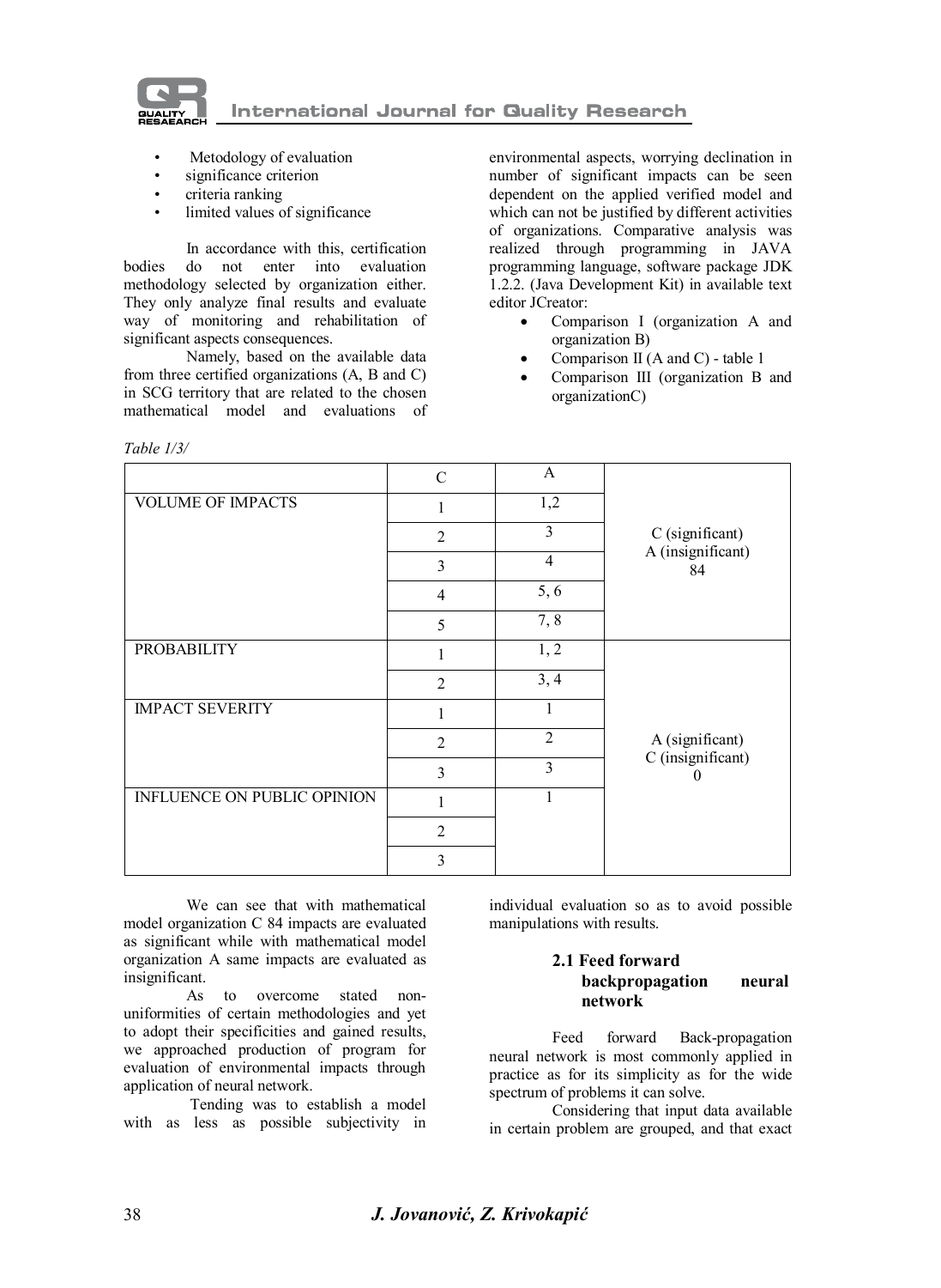- Metodology of evaluation
- significance criterion
- criteria ranking
- limited values of significance

In accordance with this, certification bodies do not enter into evaluation methodology selected by organization either. They only analyze final results and evaluate way of monitoring and rehabilitation of significant aspects consequences.

Namely, based on the available data from three certified organizations (A, B and C) in SCG territory that are related to the chosen mathematical model and evaluations of environmental aspects, worrying declination in number of significant impacts can be seen dependent on the applied verified model and which can not be justified by different activities of organizations. Comparative analysis was realized through programming in JAVA programming language, software package JDK 1.2.2. (Java Development Kit) in available text editor JCreator:

- Comparison I (organization A and organization B)
- Comparison II (A and C) - table 1
- Comparison III (organization B and organizationC)

*Table 1/3/*

| | C | A | |
|---|---|---|---|
| VOLUME OF IMPACTS | 1 | 1,2 | C (significant) A (insignificant) 84 |
| | 2 | 3 | |
| | 3 | 4 | |
| | 4 | 5, 6 | |
| | 5 | 7, 8 | |
| PROBABILITY | 1 | 1, 2 | A (significant) C (insignificant) 0 |
| | 2 | 3, 4 | |
| IMPACT SEVERITY | 1 | 1 | |
| | 2 | 2 | |
| | 3 | 3 | |
| INFLUENCE ON PUBLIC OPINION | 1 | 1 | |
| | 2 | | |
| | 3 | | |

We can see that with mathematical model organization C 84 impacts are evaluated as significant while with mathematical model organization A same impacts are evaluated as insignificant.

As to overcome stated non-uniformities of certain methodologies and yet to adopt their specificities and gained results, we approached production of program for evaluation of environmental impacts through application of neural network.

Tending was to establish a model with as less as possible subjectivity in individual evaluation so as to avoid possible manipulations with results.

### 2.1 Feed forward backpropagation neural network

Feed forward Back-propagation neural network is most commonly applied in practice as for its simplicity as for the wide spectrum of problems it can solve.

Considering that input data available in certain problem are grouped, and that exact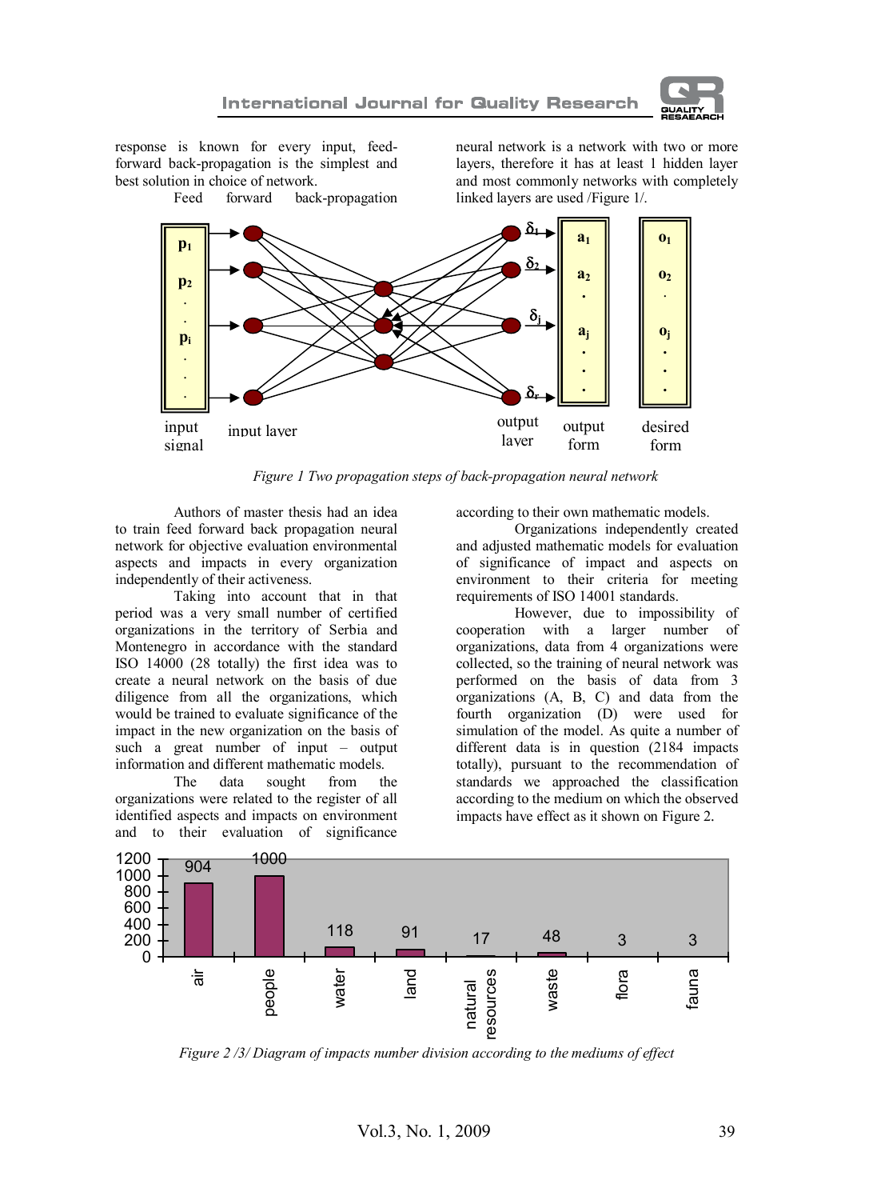response is known for every input, feed-forward back-propagation is the simplest and best solution in choice of network.

Feed forward back-propagation neural network is a network with two or more layers, therefore it has at least 1 hidden layer and most commonly networks with completely linked layers are used /Figure 1/.

*Figure 1 Two propagation steps of back-propagation neural network*

Authors of master thesis had an idea to train feed forward back propagation neural network for objective evaluation environmental aspects and impacts in every organization independently of their activeness.

Taking into account that in that period was a very small number of certified organizations in the territory of Serbia and Montenegro in accordance with the standard ISO 14000 (28 totally) the first idea was to create a neural network on the basis of due diligence from all the organizations, which would be trained to evaluate significance of the impact in the new organization on the basis of such a great number of input – output information and different mathematic models.

The data sought from the organizations were related to the register of all identified aspects and impacts on environment and to their evaluation of significance according to their own mathematic models.

Organizations independently created and adjusted mathematic models for evaluation of significance of impact and aspects on environment to their criteria for meeting requirements of ISO 14001 standards.

However, due to impossibility of cooperation with a larger number of organizations, data from 4 organizations were collected, so the training of neural network was performed on the basis of data from 3 organizations (A, B, C) and data from the fourth organization (D) were used for simulation of the model. As quite a number of different data is in question (2184 impacts totally), pursuant to the recommendation of standards we approached the classification according to the medium on which the observed impacts have effect as it shown on Figure 2.

*Figure 2 /3/ Diagram of impacts number division according to the mediums of effect*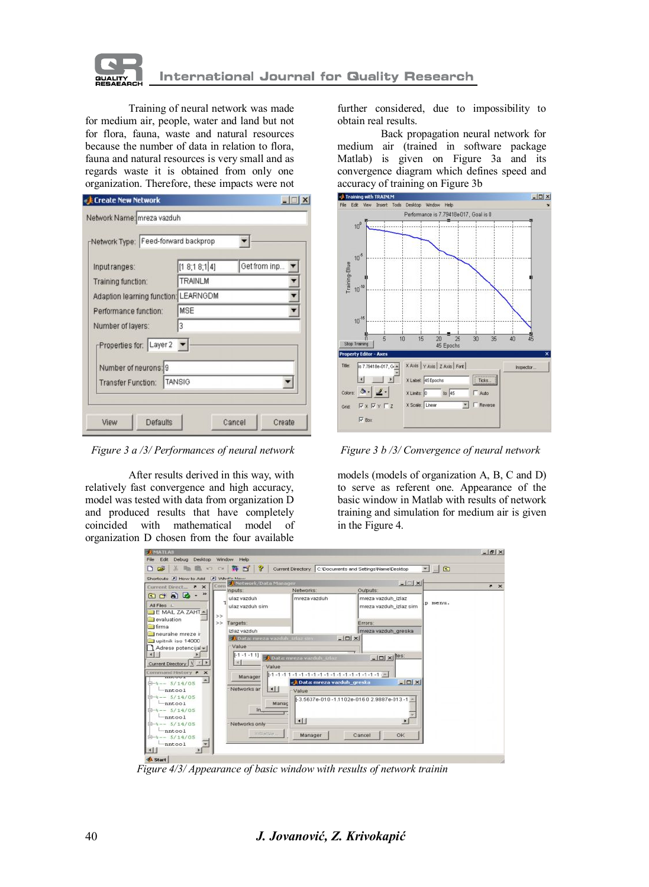Training of neural network was made for medium air, people, water and land but not for flora, fauna, waste and natural resources because the number of data in relation to flora, fauna and natural resources is very small and as regards waste it is obtained from only one organization. Therefore, these impacts were not further considered, due to impossibility to obtain real results.

Back propagation neural network for medium air (trained in software package Matlab) is given on Figure 3a and its convergence diagram which defines speed and accuracy of training on Figure 3b

*Figure 3 a /3/ Performances of neural network*

*Figure 3 b /3/ Convergence of neural network*

After results derived in this way, with relatively fast convergence and high accuracy, model was tested with data from organization D and produced results that have completely coincided with mathematical model of organization D chosen from the four available models (models of organization A, B, C and D) to serve as referent one. Appearance of the basic window in Matlab with results of network training and simulation for medium air is given in the Figure 4.

*Figure 4/3/ Appearance of basic window with results of network trainin*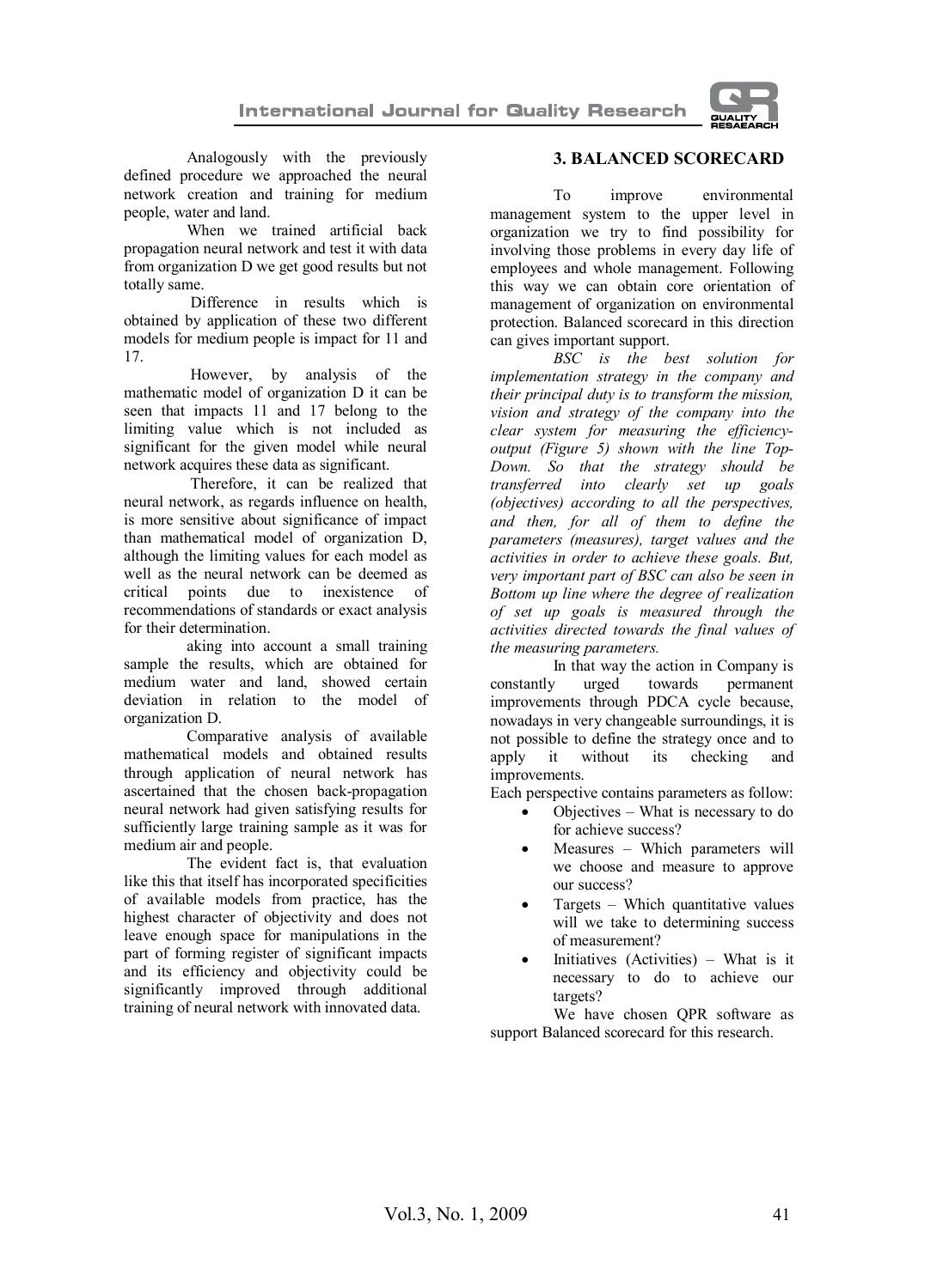Analogously with the previously defined procedure we approached the neural network creation and training for medium people, water and land.

When we trained artificial back propagation neural network and test it with data from organization D we get good results but not totally same.

Difference in results which is obtained by application of these two different models for medium people is impact for 11 and 17.

However, by analysis of the mathematic model of organization D it can be seen that impacts 11 and 17 belong to the limiting value which is not included as significant for the given model while neural network acquires these data as significant.

Therefore, it can be realized that neural network, as regards influence on health, is more sensitive about significance of impact than mathematical model of organization D, although the limiting values for each model as well as the neural network can be deemed as critical points due to inexistence of recommendations of standards or exact analysis for their determination.

aking into account a small training sample the results, which are obtained for medium water and land, showed certain deviation in relation to the model of organization D.

Comparative analysis of available mathematical models and obtained results through application of neural network has ascertained that the chosen back-propagation neural network had given satisfying results for sufficiently large training sample as it was for medium air and people.

The evident fact is, that evaluation like this that itself has incorporated specificities of available models from practice, has the highest character of objectivity and does not leave enough space for manipulations in the part of forming register of significant impacts and its efficiency and objectivity could be significantly improved through additional training of neural network with innovated data.

## 3. BALANCED SCORECARD

To improve environmental management system to the upper level in organization we try to find possibility for involving those problems in every day life of employees and whole management. Following this way we can obtain core orientation of management of organization on environmental protection. Balanced scorecard in this direction can gives important support.

*BSC is the best solution for implementation strategy in the company and their principal duty is to transform the mission, vision and strategy of the company into the clear system for measuring the efficiency-output (Figure 5) shown with the line Top-Down. So that the strategy should be transferred into clearly set up goals (objectives) according to all the perspectives, and then, for all of them to define the parameters (measures), target values and the activities in order to achieve these goals. But, very important part of BSC can also be seen in Bottom up line where the degree of realization of set up goals is measured through the activities directed towards the final values of the measuring parameters.*

In that way the action in Company is constantly urged towards permanent improvements through PDCA cycle because, nowadays in very changeable surroundings, it is not possible to define the strategy once and to apply it without its checking and improvements.

Each perspective contains parameters as follow:

- Objectives – What is necessary to do for achieve success?
- Measures – Which parameters will we choose and measure to approve our success?
- Targets – Which quantitative values will we take to determining success of measurement?
- Initiatives (Activities) – What is it necessary to do to achieve our targets?

We have chosen QPR software as support Balanced scorecard for this research.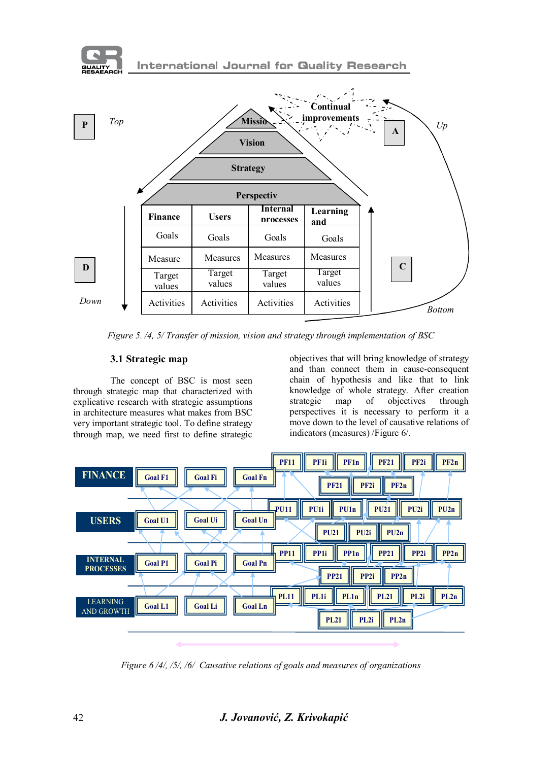Figure 5. /4, 5/ Transfer of mission, vision and strategy through implementation of BSC

### 3.1 Strategic map

The concept of BSC is most seen through strategic map that characterized with explicative research with strategic assumptions in architecture measures what makes from BSC very important strategic tool. To define strategy through map, we need first to define strategic objectives that will bring knowledge of strategy and than connect them in cause-consequent chain of hypothesis and like that to link knowledge of whole strategy. After creation strategic map of objectives through perspectives it is necessary to perform it a move down to the level of causative relations of indicators (measures) /Figure 6/.

Figure 6 /4/, /5/, /6/ Causative relations of goals and measures of organizations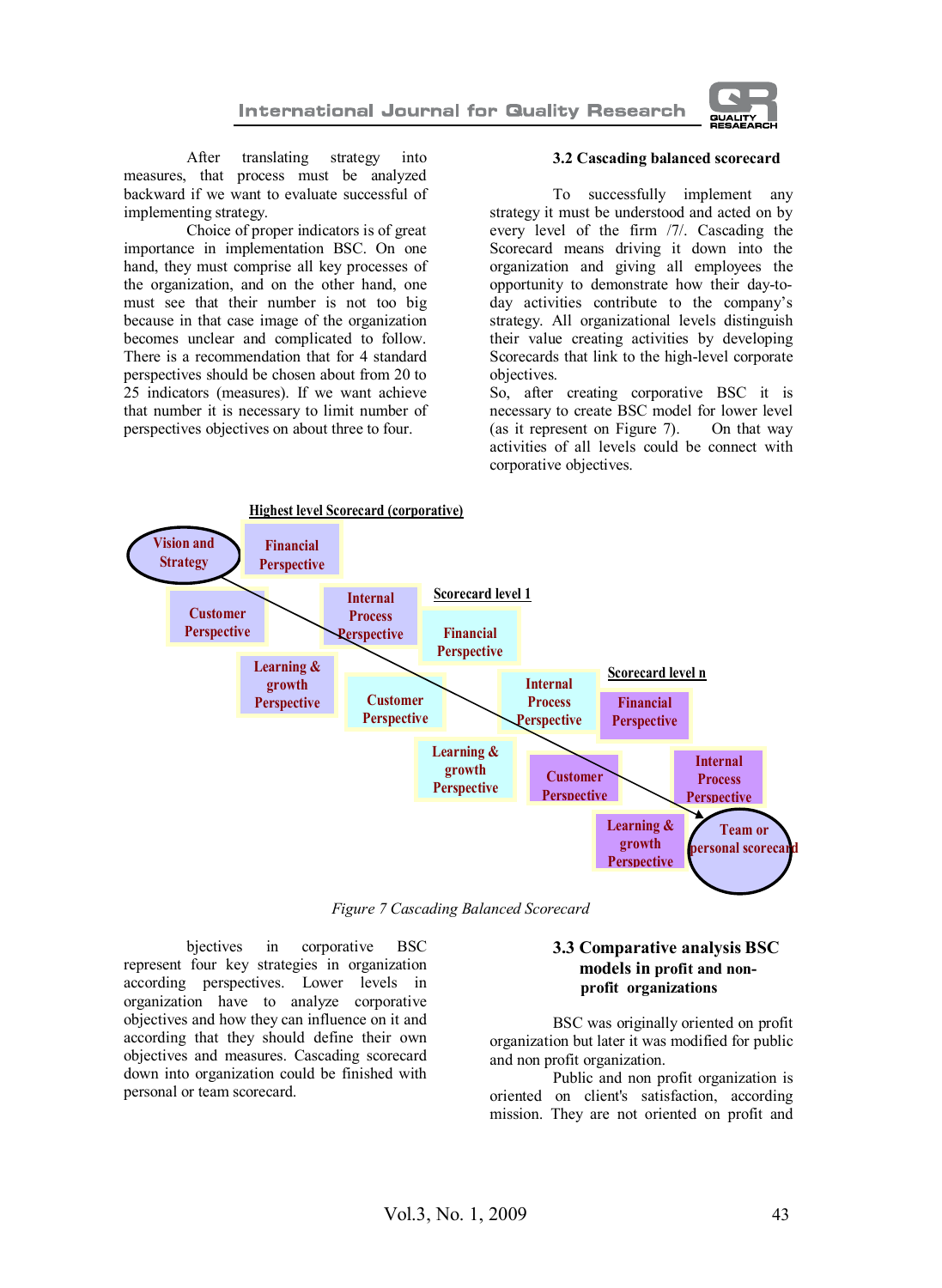After translating strategy into measures, that process must be analyzed backward if we want to evaluate successful of implementing strategy.

Choice of proper indicators is of great importance in implementation BSC. On one hand, they must comprise all key processes of the organization, and on the other hand, one must see that their number is not too big because in that case image of the organization becomes unclear and complicated to follow. There is a recommendation that for 4 standard perspectives should be chosen about from 20 to 25 indicators (measures). If we want achieve that number it is necessary to limit number of perspectives objectives on about three to four.

### 3.2 Cascading balanced scorecard

To successfully implement any strategy it must be understood and acted on by every level of the firm /7/. Cascading the Scorecard means driving it down into the organization and giving all employees the opportunity to demonstrate how their day-to-day activities contribute to the company's strategy. All organizational levels distinguish their value creating activities by developing Scorecards that link to the high-level corporate objectives.

So, after creating corporative BSC it is necessary to create BSC model for lower level (as it represent on Figure 7). On that way activities of all levels could be connect with corporative objectives.

**Highest level Scorecard (corporative)**

Vision and Strategy | Financial Perspective | Customer Perspective | Internal Process Perspective | Learning & growth Perspective

**Scorecard level 1**

Financial Perspective | Customer Perspective | Internal Process Perspective | Learning & growth Perspective

**Scorecard level n**

Financial Perspective | Customer Perspective | Internal Process Perspective | Learning & growth Perspective | Team or personal scorecard

*Figure 7 Cascading Balanced Scorecard*

bjectives in corporative BSC represent four key strategies in organization according perspectives. Lower levels in organization have to analyze corporative objectives and how they can influence on it and according that they should define their own objectives and measures. Cascading scorecard down into organization could be finished with personal or team scorecard.

### 3.3 Comparative analysis BSC models in profit and non-profit organizations

BSC was originally oriented on profit organization but later it was modified for public and non profit organization.

Public and non profit organization is oriented on client's satisfaction, according mission. They are not oriented on profit and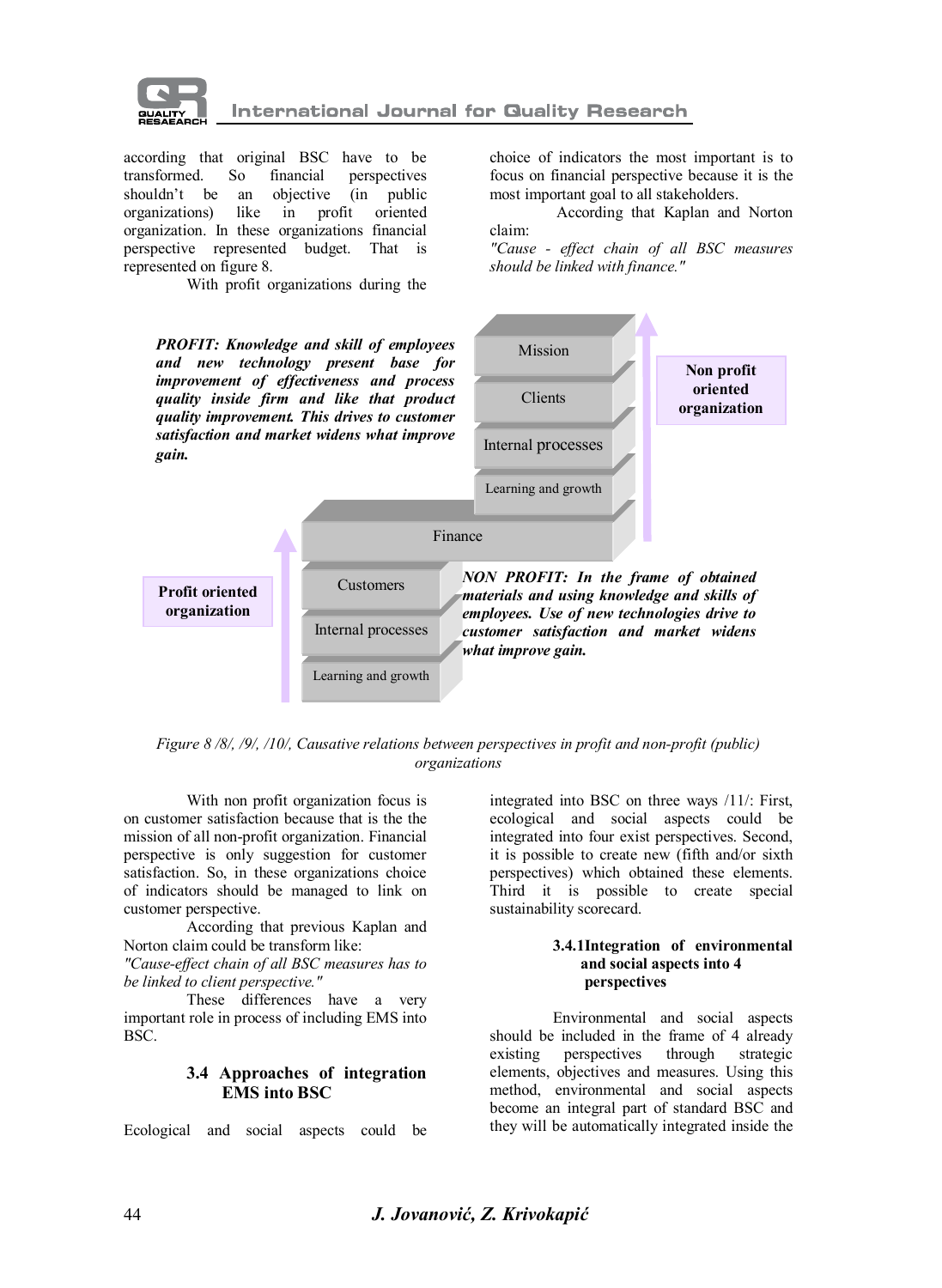according that original BSC have to be transformed. So financial perspectives shouldn't be an objective (in public organizations) like in profit oriented organization. In these organizations financial perspective represented budget. That is represented on figure 8.

With profit organizations during the choice of indicators the most important is to focus on financial perspective because it is the most important goal to all stakeholders.

According that Kaplan and Norton claim:

*"Cause - effect chain of all BSC measures should be linked with finance."*

***PROFIT: Knowledge and skill of employees and new technology present base for improvement of effectiveness and process quality inside firm and like that product quality improvement. This drives to customer satisfaction and market widens what improve gain.***

Mission

Clients

Internal processes

Learning and growth

**Non profit oriented organization**

Finance

**Profit oriented organization**

Customers

Internal processes

Learning and growth

***NON PROFIT: In the frame of obtained materials and using knowledge and skills of employees. Use of new technologies drive to customer satisfaction and market widens what improve gain.***

*Figure 8 /8/, /9/, /10/, Causative relations between perspectives in profit and non-profit (public) organizations*

With non profit organization focus is on customer satisfaction because that is the the mission of all non-profit organization. Financial perspective is only suggestion for customer satisfaction. So, in these organizations choice of indicators should be managed to link on customer perspective.

According that previous Kaplan and Norton claim could be transform like:

*"Cause-effect chain of all BSC measures has to be linked to client perspective."*

These differences have a very important role in process of including EMS into BSC.

## 3.4 Approaches of integration EMS into BSC

Ecological and social aspects could be integrated into BSC on three ways /11/: First, ecological and social aspects could be integrated into four exist perspectives. Second, it is possible to create new (fifth and/or sixth perspectives) which obtained these elements. Third it is possible to create special sustainability scorecard.

### 3.4.1Integration of environmental and social aspects into 4 perspectives

Environmental and social aspects should be included in the frame of 4 already existing perspectives through strategic elements, objectives and measures. Using this method, environmental and social aspects become an integral part of standard BSC and they will be automatically integrated inside the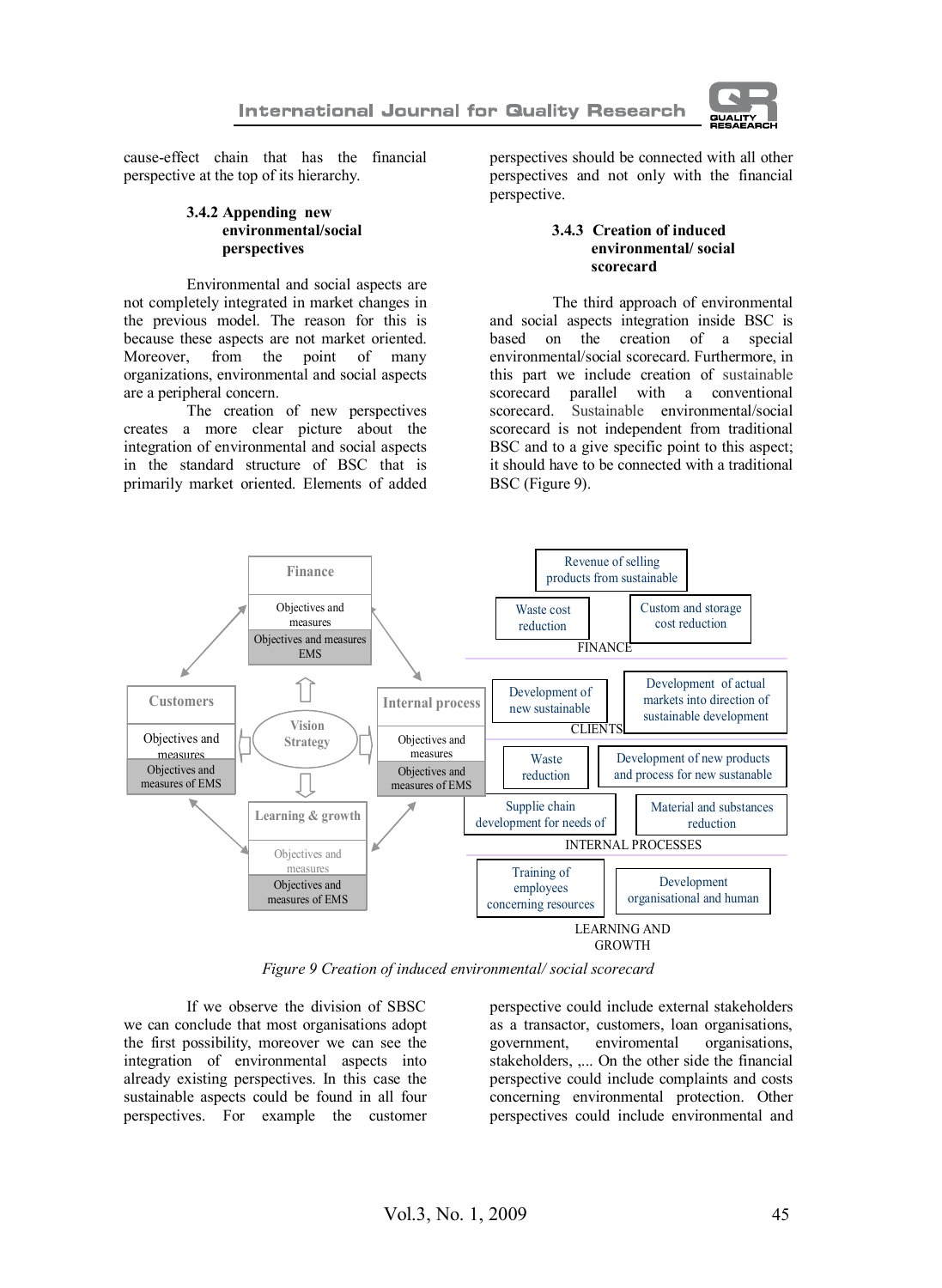cause-effect chain that has the financial perspective at the top of its hierarchy.

### 3.4.2 Appending new environmental/social perspectives

Environmental and social aspects are not completely integrated in market changes in the previous model. The reason for this is because these aspects are not market oriented. Moreover, from the point of many organizations, environmental and social aspects are a peripheral concern.

The creation of new perspectives creates a more clear picture about the integration of environmental and social aspects in the standard structure of BSC that is primarily market oriented. Elements of added perspectives should be connected with all other perspectives and not only with the financial perspective.

### 3.4.3 Creation of induced environmental/ social scorecard

The third approach of environmental and social aspects integration inside BSC is based on the creation of a special environmental/social scorecard. Furthermore, in this part we include creation of sustainable scorecard parallel with a conventional scorecard. Sustainable environmental/social scorecard is not independent from traditional BSC and to a give specific point to this aspect; it should have to be connected with a traditional BSC (Figure 9).

*Figure 9 Creation of induced environmental/ social scorecard*

If we observe the division of SBSC we can conclude that most organisations adopt the first possibility, moreover we can see the integration of environmental aspects into already existing perspectives. In this case the sustainable aspects could be found in all four perspectives. For example the customer perspective could include external stakeholders as a transactor, customers, loan organisations, government, enviromental organisations, stakeholders, ,... On the other side the financial perspective could include complaints and costs concerning environmental protection. Other perspectives could include environmental and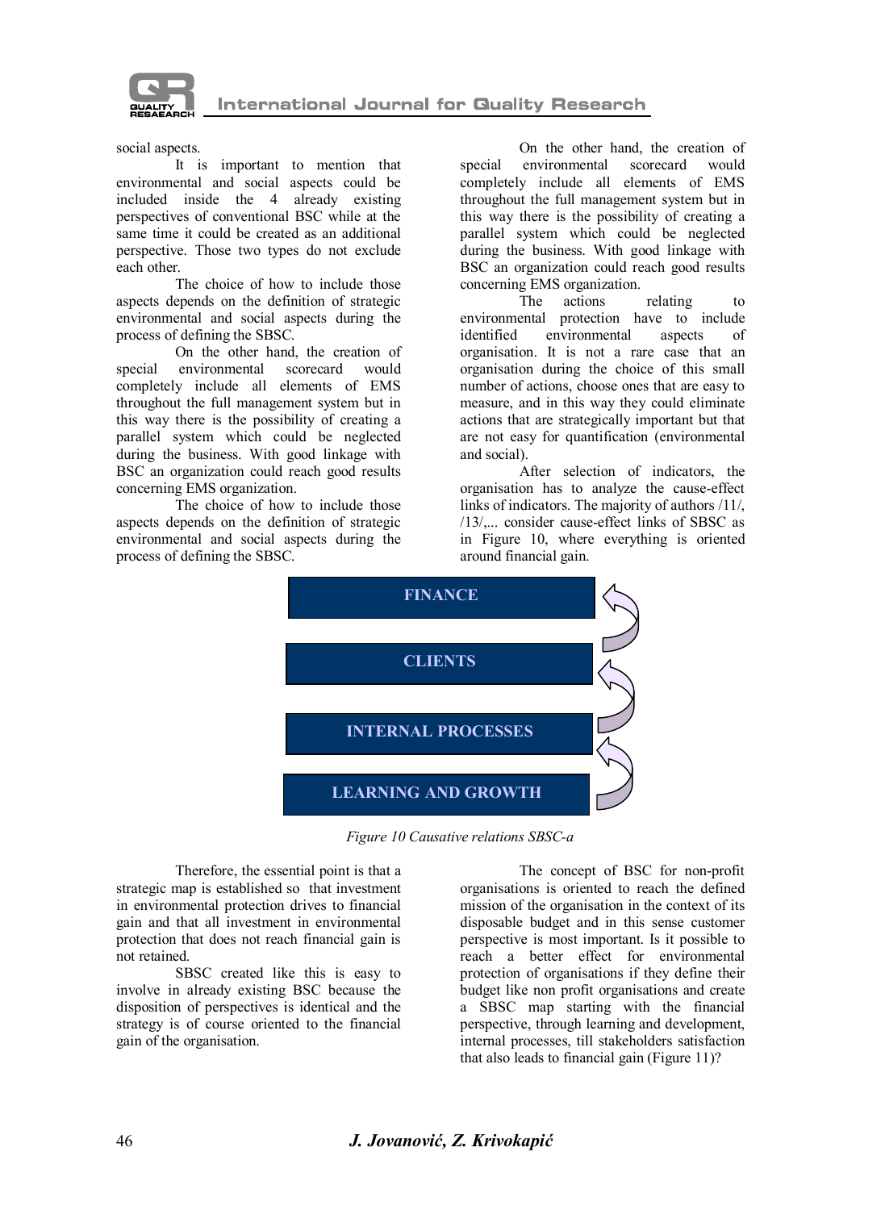social aspects.

It is important to mention that environmental and social aspects could be included inside the 4 already existing perspectives of conventional BSC while at the same time it could be created as an additional perspective. Those two types do not exclude each other.

The choice of how to include those aspects depends on the definition of strategic environmental and social aspects during the process of defining the SBSC.

On the other hand, the creation of special environmental scorecard would completely include all elements of EMS throughout the full management system but in this way there is the possibility of creating a parallel system which could be neglected during the business. With good linkage with BSC an organization could reach good results concerning EMS organization.

The choice of how to include those aspects depends on the definition of strategic environmental and social aspects during the process of defining the SBSC.

On the other hand, the creation of special environmental scorecard would completely include all elements of EMS throughout the full management system but in this way there is the possibility of creating a parallel system which could be neglected during the business. With good linkage with BSC an organization could reach good results concerning EMS organization.

The actions relating to environmental protection have to include identified environmental aspects of organisation. It is not a rare case that an organisation during the choice of this small number of actions, choose ones that are easy to measure, and in this way they could eliminate actions that are strategically important but that are not easy for quantification (environmental and social).

After selection of indicators, the organisation has to analyze the cause-effect links of indicators. The majority of authors /11/, /13/,... consider cause-effect links of SBSC as in Figure 10, where everything is oriented around financial gain.

FINANCE

CLIENTS

INTERNAL PROCESSES

LEARNING AND GROWTH

*Figure 10 Causative relations SBSC-a*

Therefore, the essential point is that a strategic map is established so that investment in environmental protection drives to financial gain and that all investment in environmental protection that does not reach financial gain is not retained.

SBSC created like this is easy to involve in already existing BSC because the disposition of perspectives is identical and the strategy is of course oriented to the financial gain of the organisation.

The concept of BSC for non-profit organisations is oriented to reach the defined mission of the organisation in the context of its disposable budget and in this sense customer perspective is most important. Is it possible to reach a better effect for environmental protection of organisations if they define their budget like non profit organisations and create a SBSC map starting with the financial perspective, through learning and development, internal processes, till stakeholders satisfaction that also leads to financial gain (Figure 11)?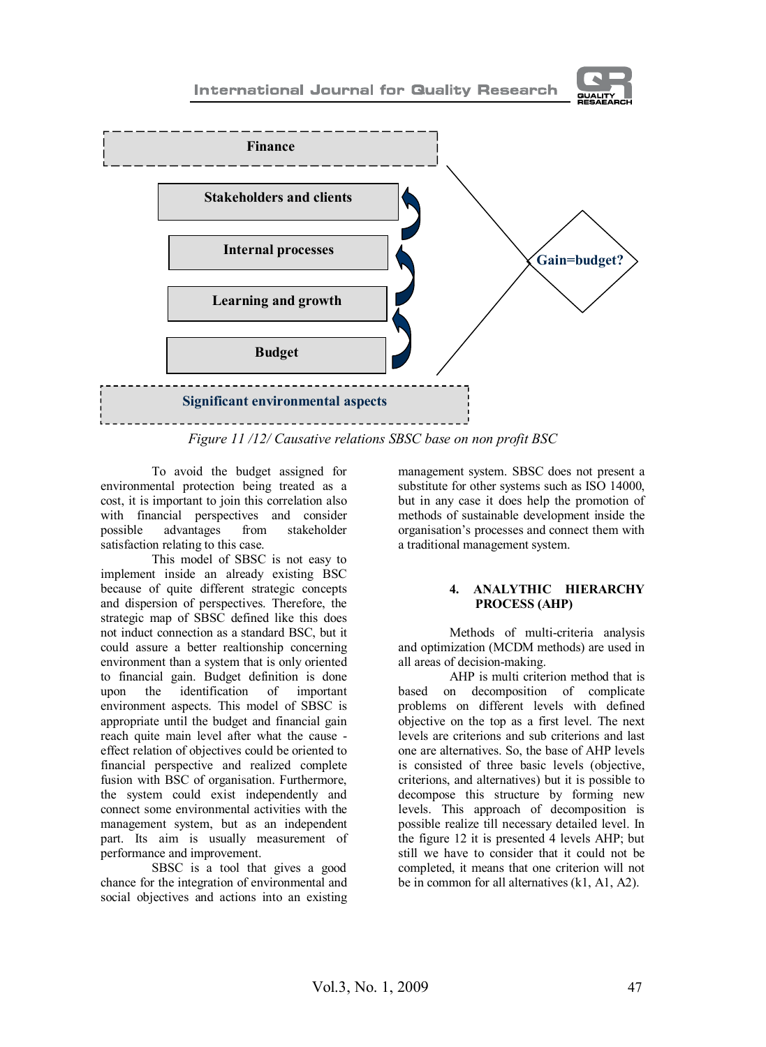Finance

Stakeholders and clients

Internal processes

Learning and growth

Budget

Gain=budget?

Significant environmental aspects

*Figure 11 /12/ Causative relations SBSC base on non profit BSC*

To avoid the budget assigned for environmental protection being treated as a cost, it is important to join this correlation also with financial perspectives and consider possible advantages from stakeholder satisfaction relating to this case.

This model of SBSC is not easy to implement inside an already existing BSC because of quite different strategic concepts and dispersion of perspectives. Therefore, the strategic map of SBSC defined like this does not induct connection as a standard BSC, but it could assure a better realtionship concerning environment than a system that is only oriented to financial gain. Budget definition is done upon the identification of important environment aspects. This model of SBSC is appropriate until the budget and financial gain reach quite main level after what the cause - effect relation of objectives could be oriented to financial perspective and realized complete fusion with BSC of organisation. Furthermore, the system could exist independently and connect some environmental activities with the management system, but as an independent part. Its aim is usually measurement of performance and improvement.

SBSC is a tool that gives a good chance for the integration of environmental and social objectives and actions into an existing management system. SBSC does not present a substitute for other systems such as ISO 14000, but in any case it does help the promotion of methods of sustainable development inside the organisation's processes and connect them with a traditional management system.

## 4. ANALYTHIC HIERARCHY PROCESS (AHP)

Methods of multi-criteria analysis and optimization (MCDM methods) are used in all areas of decision-making.

AHP is multi criterion method that is based on decomposition of complicate problems on different levels with defined objective on the top as a first level. The next levels are criterions and sub criterions and last one are alternatives. So, the base of AHP levels is consisted of three basic levels (objective, criterions, and alternatives) but it is possible to decompose this structure by forming new levels. This approach of decomposition is possible realize till necessary detailed level. In the figure 12 it is presented 4 levels AHP; but still we have to consider that it could not be completed, it means that one criterion will not be in common for all alternatives (k1, A1, A2).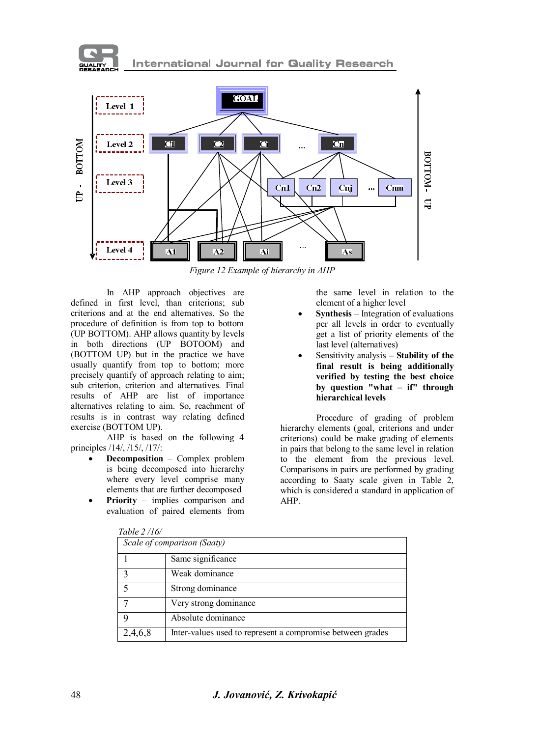Figure 12 Example of hierarchy in AHP

In AHP approach objectives are defined in first level, than criterions; sub criterions and at the end alternatives. So the procedure of definition is from top to bottom (UP BOTTOM). AHP allows quantity by levels in both directions (UP BOTOOM) and (BOTTOM UP) but in the practice we have usually quantify from top to bottom; more precisely quantify of approach relating to aim; sub criterion, criterion and alternatives. Final results of AHP are list of importance alternatives relating to aim. So, reachment of results is in contrast way relating defined exercise (BOTTOM UP).

AHP is based on the following 4 principles /14/, /15/, /17/:

- **Decomposition** – Complex problem is being decomposed into hierarchy where every level comprise many elements that are further decomposed
- **Priority** – implies comparison and evaluation of paired elements from the same level in relation to the element of a higher level
- **Synthesis** – Integration of evaluations per all levels in order to eventually get a list of priority elements of the last level (alternatives)
- Sensitivity analysis **– Stability of the final result is being additionally verified by testing the best choice by question "what – if" through hierarchical levels**

Procedure of grading of problem hierarchy elements (goal, criterions and under criterions) could be make grading of elements in pairs that belong to the same level in relation to the element from the previous level. Comparisons in pairs are performed by grading according to Saaty scale given in Table 2, which is considered a standard in application of AHP.

*Table 2 /16/*

| *Scale of comparison (Saaty)* | |
|---|---|
| 1 | Same significance |
| 3 | Weak dominance |
| 5 | Strong dominance |
| 7 | Very strong dominance |
| 9 | Absolute dominance |
| 2,4,6,8 | Inter-values used to represent a compromise between grades |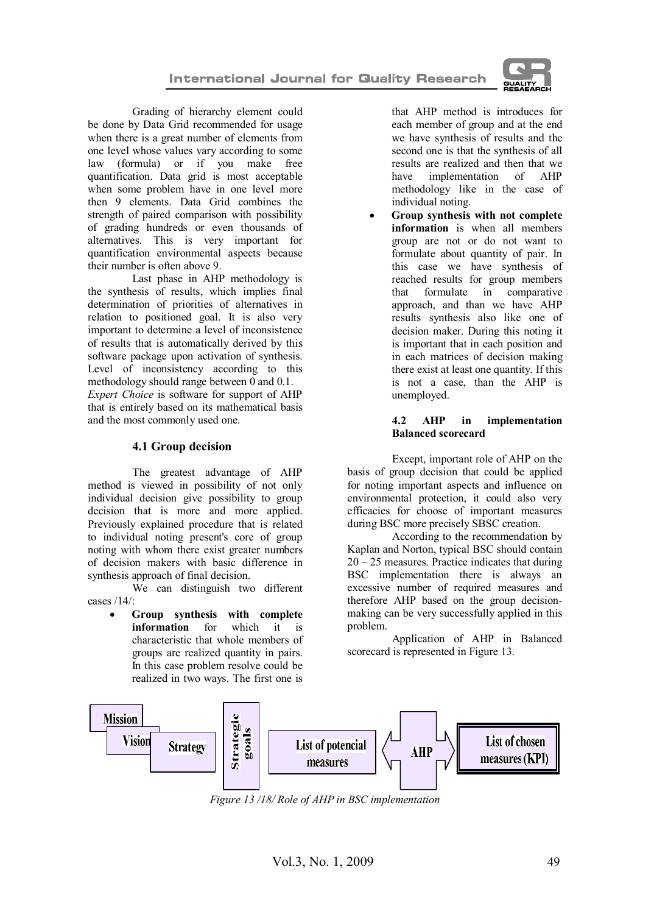Grading of hierarchy element could be done by Data Grid recommended for usage when there is a great number of elements from one level whose values vary according to some law (formula) or if you make free quantification. Data grid is most acceptable when some problem have in one level more then 9 elements. Data Grid combines the strength of paired comparison with possibility of grading hundreds or even thousands of alternatives. This is very important for quantification environmental aspects because their number is often above 9.

Last phase in AHP methodology is the synthesis of results, which implies final determination of priorities of alternatives in relation to positioned goal. It is also very important to determine a level of inconsistence of results that is automatically derived by this software package upon activation of synthesis. Level of inconsistency according to this methodology should range between 0 and 0.1.

*Expert Choice* is software for support of AHP that is entirely based on its mathematical basis and the most commonly used one.

### 4.1 Group decision

The greatest advantage of AHP method is viewed in possibility of not only individual decision give possibility to group decision that is more and more applied. Previously explained procedure that is related to individual noting present's core of group noting with whom there exist greater numbers of decision makers with basic difference in synthesis approach of final decision.

We can distinguish two different cases /14/:

- **Group synthesis with complete information** for which it is characteristic that whole members of groups are realized quantity in pairs. In this case problem resolve could be realized in two ways. The first one is that AHP method is introduces for each member of group and at the end we have synthesis of results and the second one is that the synthesis of all results are realized and then that we have implementation of AHP methodology like in the case of individual noting.
- **Group synthesis with not complete information** is when all members group are not or do not want to formulate about quantity of pair. In this case we have synthesis of reached results for group members that formulate in comparative approach, and than we have AHP results synthesis also like one of decision maker. During this noting it is important that in each position and in each matrices of decision making there exist at least one quantity. If this is not a case, than the AHP is unemployed.

### 4.2 AHP in implementation Balanced scorecard

Except, important role of AHP on the basis of group decision that could be applied for noting important aspects and influence on environmental protection, it could also very efficacies for choose of important measures during BSC more precisely SBSC creation.

According to the recommendation by Kaplan and Norton, typical BSC should contain 20 – 25 measures. Practice indicates that during BSC implementation there is always an excessive number of required measures and therefore AHP based on the group decision-making can be very successfully applied in this problem.

Application of AHP in Balanced scorecard is represented in Figure 13.

Mission → Vision → Strategy → Strategic goals → List of potencial measures ⟷ AHP ⟷ List of chosen measures (KPI)

*Figure 13 /18/ Role of AHP in BSC implementation*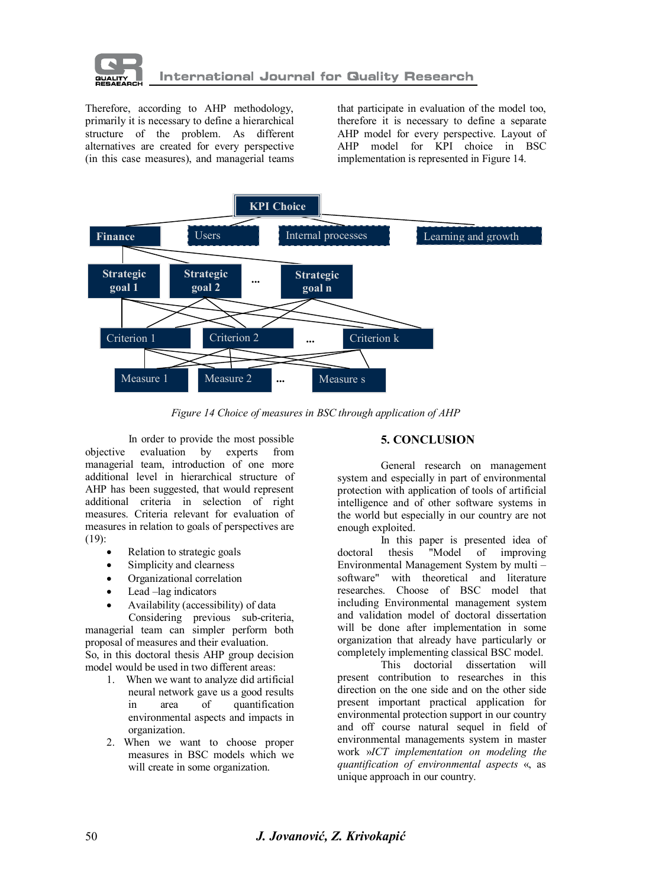Therefore, according to AHP methodology, primarily it is necessary to define a hierarchical structure of the problem. As different alternatives are created for every perspective (in this case measures), and managerial teams that participate in evaluation of the model too, therefore it is necessary to define a separate AHP model for every perspective. Layout of AHP model for KPI choice in BSC implementation is represented in Figure 14.

*Figure 14 Choice of measures in BSC through application of AHP*

In order to provide the most possible objective evaluation by experts from managerial team, introduction of one more additional level in hierarchical structure of AHP has been suggested, that would represent additional criteria in selection of right measures. Criteria relevant for evaluation of measures in relation to goals of perspectives are (19):

- Relation to strategic goals
- Simplicity and clearness
- Organizational correlation
- Lead –lag indicators
- Availability (accessibility) of data

Considering previous sub-criteria, managerial team can simpler perform both proposal of measures and their evaluation.

So, in this doctoral thesis AHP group decision model would be used in two different areas:

1. When we want to analyze did artificial neural network gave us a good results in area of quantification environmental aspects and impacts in organization.
2. When we want to choose proper measures in BSC models which we will create in some organization.

## 5. CONCLUSION

General research on management system and especially in part of environmental protection with application of tools of artificial intelligence and of other software systems in the world but especially in our country are not enough exploited.

In this paper is presented idea of doctoral thesis "Model of improving Environmental Management System by multi – software" with theoretical and literature researches. Choose of BSC model that including Environmental management system and validation model of doctoral dissertation will be done after implementation in some organization that already have particularly or completely implementing classical BSC model.

This doctorial dissertation will present contribution to researches in this direction on the one side and on the other side present important practical application for environmental protection support in our country and off course natural sequel in field of environmental managements system in master work »*ICT implementation on modeling the quantification of environmental aspects* «, as unique approach in our country.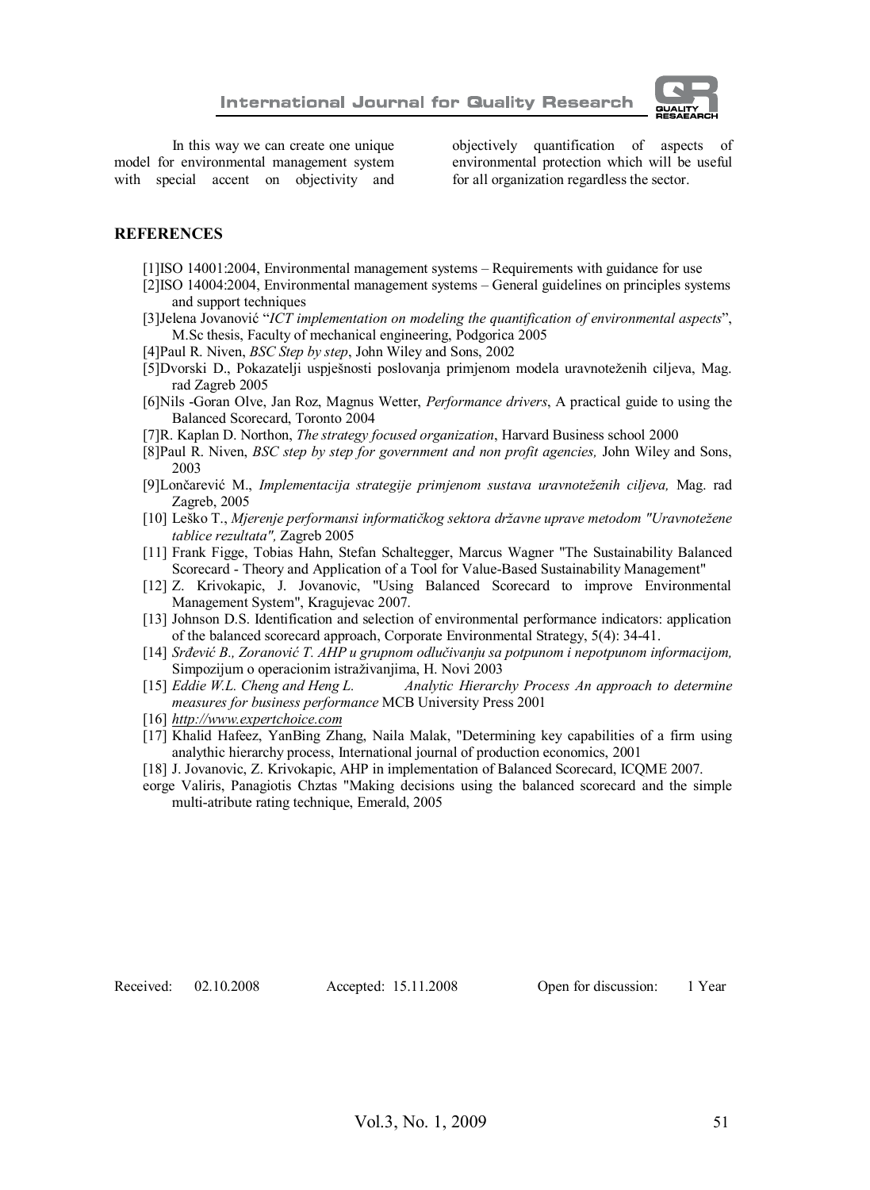In this way we can create one unique model for environmental management system with special accent on objectivity and objectively quantification of aspects of environmental protection which will be useful for all organization regardless the sector.

## REFERENCES

[1]ISO 14001:2004, Environmental management systems – Requirements with guidance for use

[2]ISO 14004:2004, Environmental management systems – General guidelines on principles systems and support techniques

[3]Jelena Jovanović "*ICT implementation on modeling the quantification of environmental aspects*", M.Sc thesis, Faculty of mechanical engineering, Podgorica 2005

[4]Paul R. Niven, *BSC Step by step*, John Wiley and Sons, 2002

[5]Dvorski D., Pokazatelji uspješnosti poslovanja primjenom modela uravnoteženih ciljeva, Mag. rad Zagreb 2005

[6]Nils -Goran Olve, Jan Roz, Magnus Wetter, *Performance drivers*, A practical guide to using the Balanced Scorecard, Toronto 2004

[7]R. Kaplan D. Northon, *The strategy focused organization*, Harvard Business school 2000

[8]Paul R. Niven, *BSC step by step for government and non profit agencies,* John Wiley and Sons, 2003

[9]Lončarević M., *Implementacija strategije primjenom sustava uravnoteženih ciljeva,* Mag. rad Zagreb, 2005

[10] Leško T., *Mjerenje performansi informatičkog sektora državne uprave metodom "Uravnotežene tablice rezultata",* Zagreb 2005

[11] Frank Figge, Tobias Hahn, Stefan Schaltegger, Marcus Wagner "The Sustainability Balanced Scorecard - Theory and Application of a Tool for Value-Based Sustainability Management"

[12] Z. Krivokapic, J. Jovanovic, "Using Balanced Scorecard to improve Environmental Management System", Kragujevac 2007.

[13] Johnson D.S. Identification and selection of environmental performance indicators: application of the balanced scorecard approach, Corporate Environmental Strategy, 5(4): 34-41.

[14] *Srđević B., Zoranović T. AHP u grupnom odlučivanju sa potpunom i nepotpunom informacijom,* Simpozijum o operacionim istraživanjima, H. Novi 2003

[15] *Eddie W.L. Cheng and Heng L. Analytic Hierarchy Process An approach to determine measures for business performance* MCB University Press 2001

[16] http://www.expertchoice.com

[17] Khalid Hafeez, YanBing Zhang, Naila Malak, "Determining key capabilities of a firm using analythic hierarchy process, International journal of production economics, 2001

[18] J. Jovanovic, Z. Krivokapic, AHP in implementation of Balanced Scorecard, ICQME 2007.

eorge Valiris, Panagiotis Chztas "Making decisions using the balanced scorecard and the simple multi-atribute rating technique, Emerald, 2005

Received: 02.10.2008 Accepted: 15.11.2008 Open for discussion: 1 Year